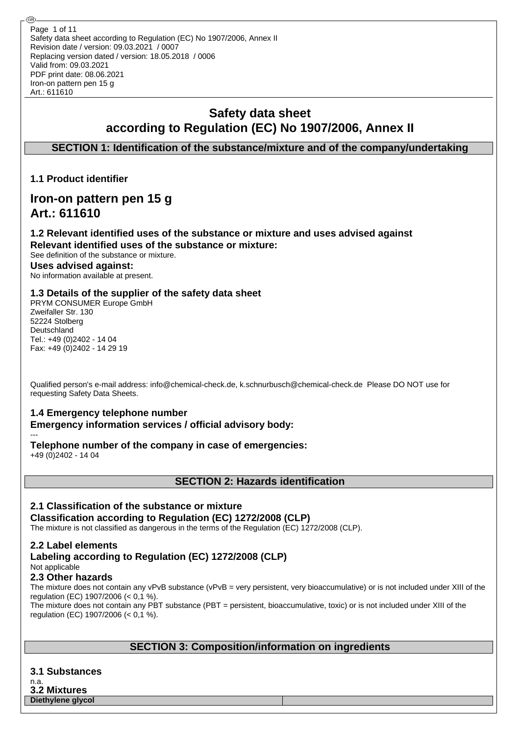# Safety data sheet according to Regulation (EC) No 1907/2006, Annex II

## SECTION 1: Identification of the substance/mixture and of the company/undertaking

### 1.1 Product identifier

# Iron-on pattern pen 15 g
# Art.: 611610

### 1.2 Relevant identified uses of the substance or mixture and uses advised against

**Relevant identified uses of the substance or mixture:**

See definition of the substance or mixture.

**Uses advised against:**

No information available at present.

### 1.3 Details of the supplier of the safety data sheet

PRYM CONSUMER Europe GmbH
Zweifaller Str. 130
52224 Stolberg
Deutschland
Tel.: +49 (0)2402 - 14 04
Fax: +49 (0)2402 - 14 29 19

Qualified person's e-mail address: info@chemical-check.de, k.schnurbusch@chemical-check.de Please DO NOT use for requesting Safety Data Sheets.

### 1.4 Emergency telephone number

**Emergency information services / official advisory body:**

---

**Telephone number of the company in case of emergencies:**

+49 (0)2402 - 14 04

## SECTION 2: Hazards identification

### 2.1 Classification of the substance or mixture

**Classification according to Regulation (EC) 1272/2008 (CLP)**

The mixture is not classified as dangerous in the terms of the Regulation (EC) 1272/2008 (CLP).

### 2.2 Label elements

**Labeling according to Regulation (EC) 1272/2008 (CLP)**

Not applicable

### 2.3 Other hazards

The mixture does not contain any vPvB substance (vPvB = very persistent, very bioaccumulative) or is not included under XIII of the regulation (EC) 1907/2006 (< 0,1 %).

The mixture does not contain any PBT substance (PBT = persistent, bioaccumulative, toxic) or is not included under XIII of the regulation (EC) 1907/2006 (< 0,1 %).

## SECTION 3: Composition/information on ingredients

### 3.1 Substances

n.a.

### 3.2 Mixtures

| Diethylene glycol | |
|---|---|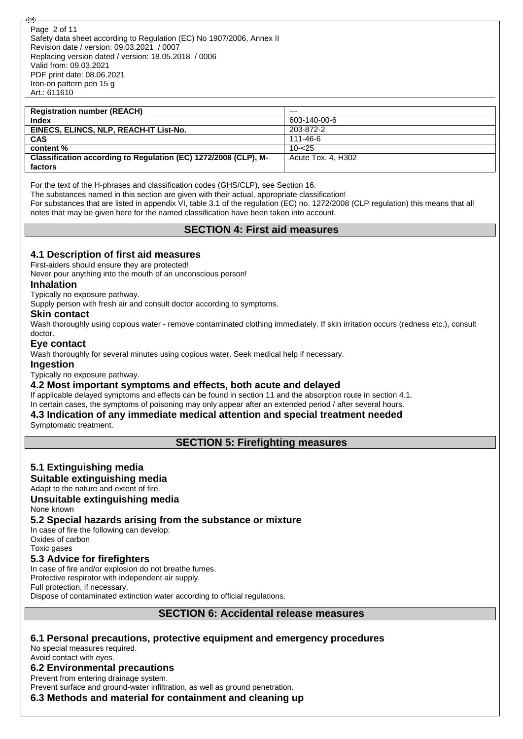| Registration number (REACH) | --- |
| --- | --- |
| Index | 603-140-00-6 |
| EINECS, ELINCS, NLP, REACH-IT List-No. | 203-872-2 |
| CAS | 111-46-6 |
| content % | 10-<25 |
| Classification according to Regulation (EC) 1272/2008 (CLP), M-factors | Acute Tox. 4, H302 |

For the text of the H-phrases and classification codes (GHS/CLP), see Section 16.
The substances named in this section are given with their actual, appropriate classification!
For substances that are listed in appendix VI, table 3.1 of the regulation (EC) no. 1272/2008 (CLP regulation) this means that all notes that may be given here for the named classification have been taken into account.

## SECTION 4: First aid measures

### 4.1 Description of first aid measures

First-aiders should ensure they are protected!
Never pour anything into the mouth of an unconscious person!

#### Inhalation

Typically no exposure pathway.
Supply person with fresh air and consult doctor according to symptoms.

#### Skin contact

Wash thoroughly using copious water - remove contaminated clothing immediately. If skin irritation occurs (redness etc.), consult doctor.

#### Eye contact

Wash thoroughly for several minutes using copious water. Seek medical help if necessary.

#### Ingestion

Typically no exposure pathway.

### 4.2 Most important symptoms and effects, both acute and delayed

If applicable delayed symptoms and effects can be found in section 11 and the absorption route in section 4.1.
In certain cases, the symptoms of poisoning may only appear after an extended period / after several hours.

### 4.3 Indication of any immediate medical attention and special treatment needed

Symptomatic treatment.

## SECTION 5: Firefighting measures

### 5.1 Extinguishing media

#### Suitable extinguishing media

Adapt to the nature and extent of fire.

#### Unsuitable extinguishing media

None known

### 5.2 Special hazards arising from the substance or mixture

In case of fire the following can develop:
Oxides of carbon
Toxic gases

### 5.3 Advice for firefighters

In case of fire and/or explosion do not breathe fumes.
Protective respirator with independent air supply.
Full protection, if necessary.
Dispose of contaminated extinction water according to official regulations.

## SECTION 6: Accidental release measures

### 6.1 Personal precautions, protective equipment and emergency procedures

No special measures required.
Avoid contact with eyes.

### 6.2 Environmental precautions

Prevent from entering drainage system.
Prevent surface and ground-water infiltration, as well as ground penetration.

### 6.3 Methods and material for containment and cleaning up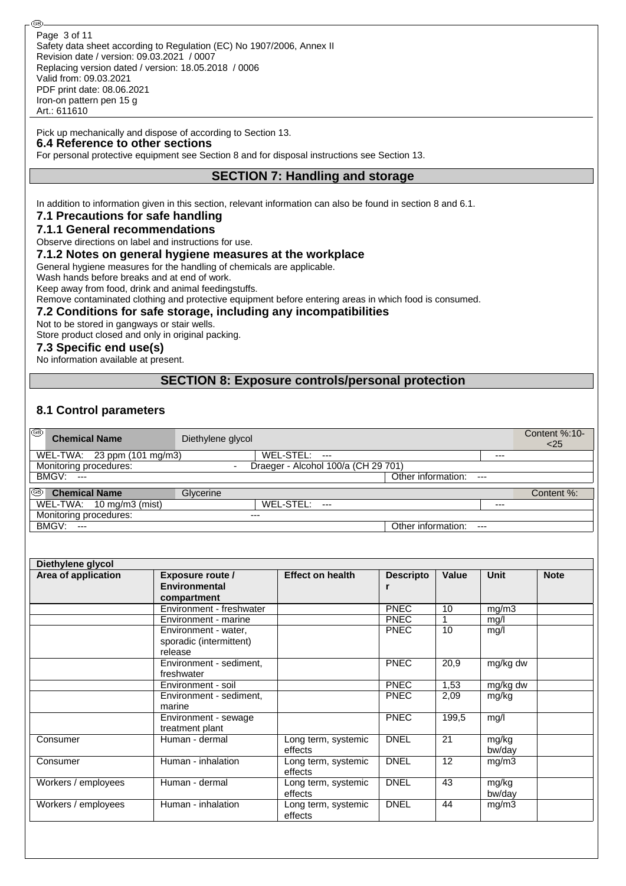Pick up mechanically and dispose of according to Section 13.

### 6.4 Reference to other sections

For personal protective equipment see Section 8 and for disposal instructions see Section 13.

## SECTION 7: Handling and storage

In addition to information given in this section, relevant information can also be found in section 8 and 6.1.

### 7.1 Precautions for safe handling

### 7.1.1 General recommendations

Observe directions on label and instructions for use.

### 7.1.2 Notes on general hygiene measures at the workplace

General hygiene measures for the handling of chemicals are applicable.
Wash hands before breaks and at end of work.
Keep away from food, drink and animal feedingstuffs.
Remove contaminated clothing and protective equipment before entering areas in which food is consumed.

### 7.2 Conditions for safe storage, including any incompatibilities

Not to be stored in gangways or stair wells.
Store product closed and only in original packing.

### 7.3 Specific end use(s)

No information available at present.

## SECTION 8: Exposure controls/personal protection

### 8.1 Control parameters

| Chemical Name | Diethylene glycol | | Content %:10-<25 |
|---|---|---|---|
| WEL-TWA: 23 ppm (101 mg/m3) | WEL-STEL: --- | --- | |
| Monitoring procedures: | - Draeger - Alcohol 100/a (CH 29 701) | | |
| BMGV: --- | | Other information: --- | |

| Chemical Name | Glycerine | | Content %: |
|---|---|---|---|
| WEL-TWA: 10 mg/m3 (mist) | WEL-STEL: --- | --- | |
| Monitoring procedures: | --- | | |
| BMGV: --- | | Other information: --- | |

| Diethylene glycol | | | | | | |
|---|---|---|---|---|---|---|
| **Area of application** | **Exposure route / Environmental compartment** | **Effect on health** | **Descriptor** | **Value** | **Unit** | **Note** |
| | Environment - freshwater | | PNEC | 10 | mg/m3 | |
| | Environment - marine | | PNEC | 1 | mg/l | |
| | Environment - water, sporadic (intermittent) release | | PNEC | 10 | mg/l | |
| | Environment - sediment, freshwater | | PNEC | 20,9 | mg/kg dw | |
| | Environment - soil | | PNEC | 1,53 | mg/kg dw | |
| | Environment - sediment, marine | | PNEC | 2,09 | mg/kg | |
| | Environment - sewage treatment plant | | PNEC | 199,5 | mg/l | |
| Consumer | Human - dermal | Long term, systemic effects | DNEL | 21 | mg/kg bw/day | |
| Consumer | Human - inhalation | Long term, systemic effects | DNEL | 12 | mg/m3 | |
| Workers / employees | Human - dermal | Long term, systemic effects | DNEL | 43 | mg/kg bw/day | |
| Workers / employees | Human - inhalation | Long term, systemic effects | DNEL | 44 | mg/m3 | |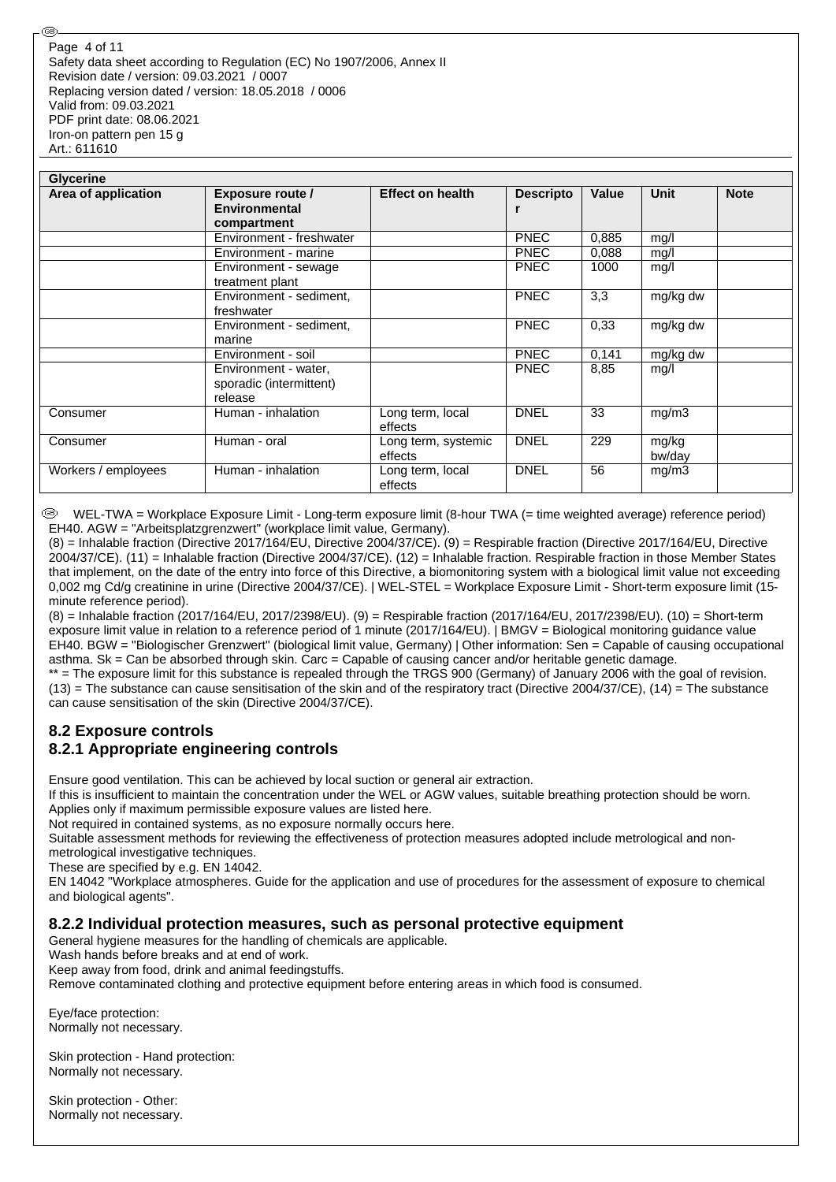| Glycerine | | | | | | |
|---|---|---|---|---|---|---|
| **Area of application** | **Exposure route / Environmental compartment** | **Effect on health** | **Descriptor** | **Value** | **Unit** | **Note** |
| | Environment - freshwater | | PNEC | 0,885 | mg/l | |
| | Environment - marine | | PNEC | 0,088 | mg/l | |
| | Environment - sewage treatment plant | | PNEC | 1000 | mg/l | |
| | Environment - sediment, freshwater | | PNEC | 3,3 | mg/kg dw | |
| | Environment - sediment, marine | | PNEC | 0,33 | mg/kg dw | |
| | Environment - soil | | PNEC | 0,141 | mg/kg dw | |
| | Environment - water, sporadic (intermittent) release | | PNEC | 8,85 | mg/l | |
| Consumer | Human - inhalation | Long term, local effects | DNEL | 33 | mg/m3 | |
| Consumer | Human - oral | Long term, systemic effects | DNEL | 229 | mg/kg bw/day | |
| Workers / employees | Human - inhalation | Long term, local effects | DNEL | 56 | mg/m3 | |

WEL-TWA = Workplace Exposure Limit - Long-term exposure limit (8-hour TWA (= time weighted average) reference period) EH40. AGW = "Arbeitsplatzgrenzwert" (workplace limit value, Germany).
(8) = Inhalable fraction (Directive 2017/164/EU, Directive 2004/37/CE). (9) = Respirable fraction (Directive 2017/164/EU, Directive 2004/37/CE). (11) = Inhalable fraction (Directive 2004/37/CE). (12) = Inhalable fraction. Respirable fraction in those Member States that implement, on the date of the entry into force of this Directive, a biomonitoring system with a biological limit value not exceeding 0,002 mg Cd/g creatinine in urine (Directive 2004/37/CE). | WEL-STEL = Workplace Exposure Limit - Short-term exposure limit (15-minute reference period).
(8) = Inhalable fraction (2017/164/EU, 2017/2398/EU). (9) = Respirable fraction (2017/164/EU, 2017/2398/EU). (10) = Short-term exposure limit value in relation to a reference period of 1 minute (2017/164/EU). | BMGV = Biological monitoring guidance value EH40. BGW = "Biologischer Grenzwert" (biological limit value, Germany) | Other information: Sen = Capable of causing occupational asthma. Sk = Can be absorbed through skin. Carc = Capable of causing cancer and/or heritable genetic damage.
** = The exposure limit for this substance is repealed through the TRGS 900 (Germany) of January 2006 with the goal of revision. (13) = The substance can cause sensitisation of the skin and of the respiratory tract (Directive 2004/37/CE), (14) = The substance can cause sensitisation of the skin (Directive 2004/37/CE).

## 8.2 Exposure controls

### 8.2.1 Appropriate engineering controls

Ensure good ventilation. This can be achieved by local suction or general air extraction.
If this is insufficient to maintain the concentration under the WEL or AGW values, suitable breathing protection should be worn.
Applies only if maximum permissible exposure values are listed here.
Not required in contained systems, as no exposure normally occurs here.
Suitable assessment methods for reviewing the effectiveness of protection measures adopted include metrological and non-metrological investigative techniques.
These are specified by e.g. EN 14042.
EN 14042 "Workplace atmospheres. Guide for the application and use of procedures for the assessment of exposure to chemical and biological agents".

### 8.2.2 Individual protection measures, such as personal protective equipment

General hygiene measures for the handling of chemicals are applicable.
Wash hands before breaks and at end of work.
Keep away from food, drink and animal feedingstuffs.
Remove contaminated clothing and protective equipment before entering areas in which food is consumed.

Eye/face protection:
Normally not necessary.

Skin protection - Hand protection:
Normally not necessary.

Skin protection - Other:
Normally not necessary.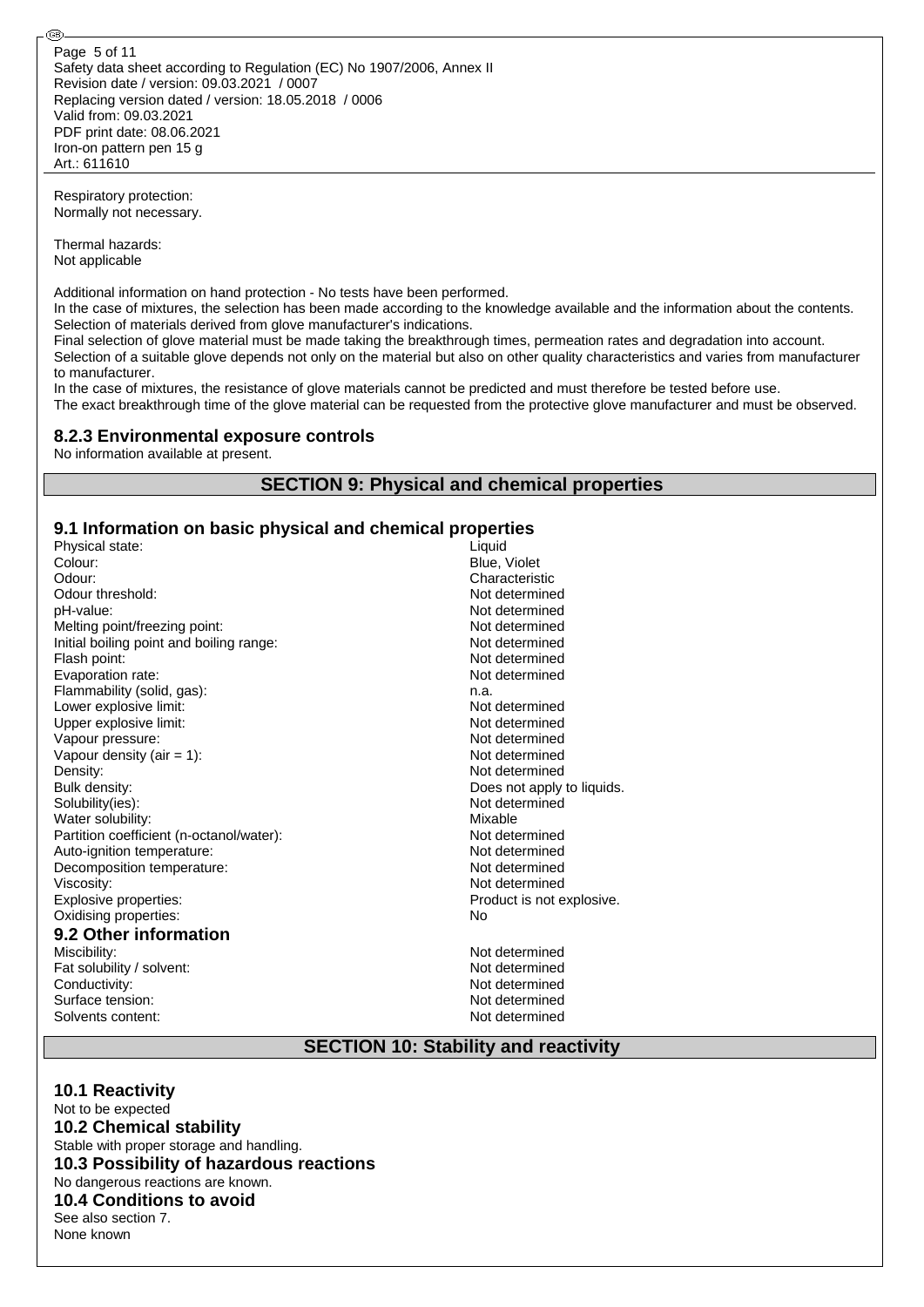Respiratory protection:
Normally not necessary.

Thermal hazards:
Not applicable

Additional information on hand protection - No tests have been performed.
In the case of mixtures, the selection has been made according to the knowledge available and the information about the contents.
Selection of materials derived from glove manufacturer's indications.
Final selection of glove material must be made taking the breakthrough times, permeation rates and degradation into account.
Selection of a suitable glove depends not only on the material but also on other quality characteristics and varies from manufacturer to manufacturer.
In the case of mixtures, the resistance of glove materials cannot be predicted and must therefore be tested before use.
The exact breakthrough time of the glove material can be requested from the protective glove manufacturer and must be observed.

### 8.2.3 Environmental exposure controls

No information available at present.

## SECTION 9: Physical and chemical properties

### 9.1 Information on basic physical and chemical properties

| | |
|---|---|
| Physical state: | Liquid |
| Colour: | Blue, Violet |
| Odour: | Characteristic |
| Odour threshold: | Not determined |
| pH-value: | Not determined |
| Melting point/freezing point: | Not determined |
| Initial boiling point and boiling range: | Not determined |
| Flash point: | Not determined |
| Evaporation rate: | Not determined |
| Flammability (solid, gas): | n.a. |
| Lower explosive limit: | Not determined |
| Upper explosive limit: | Not determined |
| Vapour pressure: | Not determined |
| Vapour density (air = 1): | Not determined |
| Density: | Not determined |
| Bulk density: | Does not apply to liquids. |
| Solubility(ies): | Not determined |
| Water solubility: | Mixable |
| Partition coefficient (n-octanol/water): | Not determined |
| Auto-ignition temperature: | Not determined |
| Decomposition temperature: | Not determined |
| Viscosity: | Not determined |
| Explosive properties: | Product is not explosive. |
| Oxidising properties: | No |

### 9.2 Other information

| | |
|---|---|
| Miscibility: | Not determined |
| Fat solubility / solvent: | Not determined |
| Conductivity: | Not determined |
| Surface tension: | Not determined |
| Solvents content: | Not determined |

## SECTION 10: Stability and reactivity

### 10.1 Reactivity

Not to be expected

### 10.2 Chemical stability

Stable with proper storage and handling.

### 10.3 Possibility of hazardous reactions

No dangerous reactions are known.

### 10.4 Conditions to avoid

See also section 7.
None known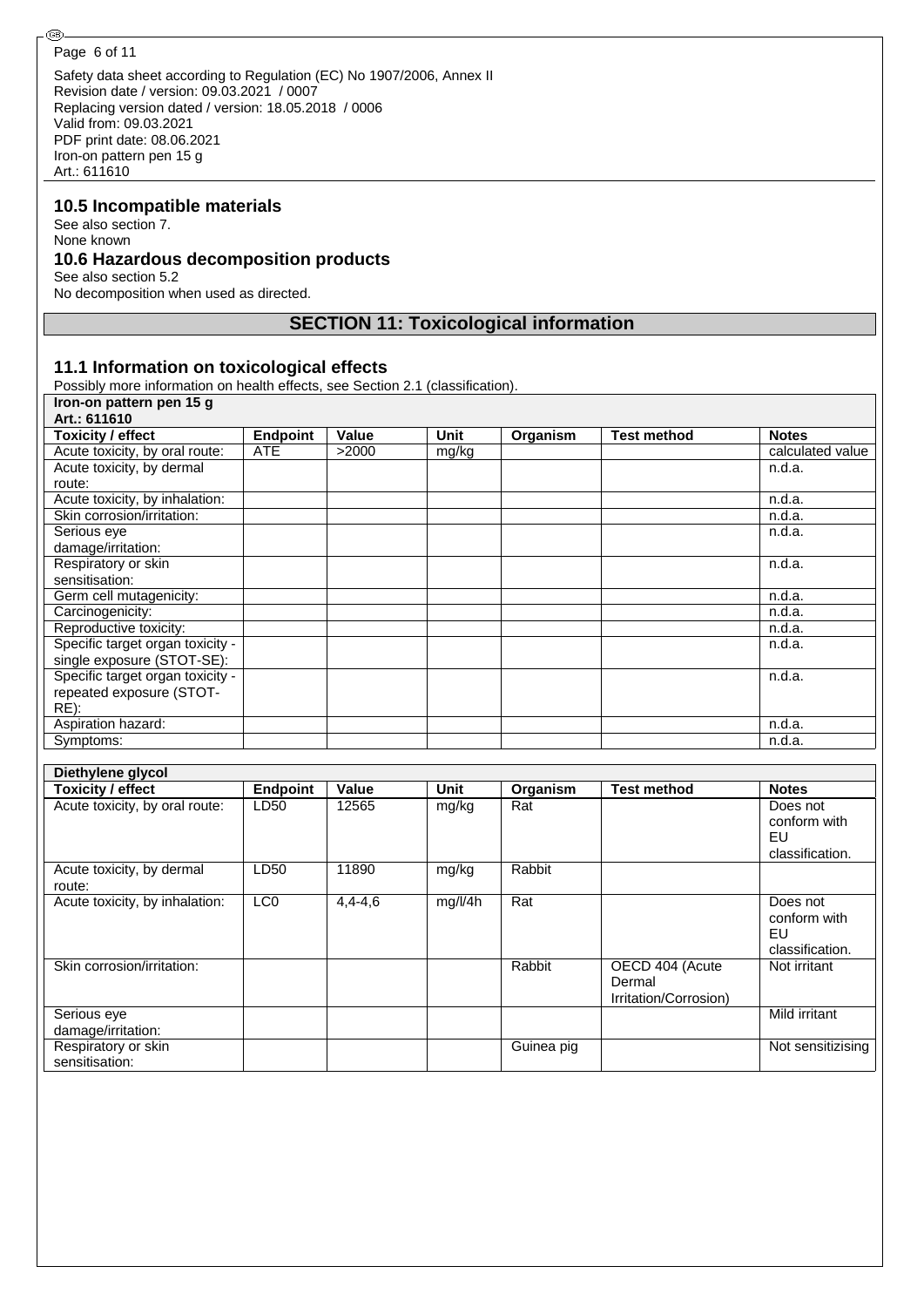## 10.5 Incompatible materials

See also section 7.
None known

## 10.6 Hazardous decomposition products

See also section 5.2
No decomposition when used as directed.

# SECTION 11: Toxicological information

## 11.1 Information on toxicological effects

Possibly more information on health effects, see Section 2.1 (classification).

| **Iron-on pattern pen 15 g Art.: 611610** | | | | | | |
|---|---|---|---|---|---|---|
| **Toxicity / effect** | **Endpoint** | **Value** | **Unit** | **Organism** | **Test method** | **Notes** |
| Acute toxicity, by oral route: | ATE | >2000 | mg/kg | | | calculated value |
| Acute toxicity, by dermal route: | | | | | | n.d.a. |
| Acute toxicity, by inhalation: | | | | | | n.d.a. |
| Skin corrosion/irritation: | | | | | | n.d.a. |
| Serious eye damage/irritation: | | | | | | n.d.a. |
| Respiratory or skin sensitisation: | | | | | | n.d.a. |
| Germ cell mutagenicity: | | | | | | n.d.a. |
| Carcinogenicity: | | | | | | n.d.a. |
| Reproductive toxicity: | | | | | | n.d.a. |
| Specific target organ toxicity - single exposure (STOT-SE): | | | | | | n.d.a. |
| Specific target organ toxicity - repeated exposure (STOT-RE): | | | | | | n.d.a. |
| Aspiration hazard: | | | | | | n.d.a. |
| Symptoms: | | | | | | n.d.a. |

| **Diethylene glycol** | | | | | | |
|---|---|---|---|---|---|---|
| **Toxicity / effect** | **Endpoint** | **Value** | **Unit** | **Organism** | **Test method** | **Notes** |
| Acute toxicity, by oral route: | LD50 | 12565 | mg/kg | Rat | | Does not conform with EU classification. |
| Acute toxicity, by dermal route: | LD50 | 11890 | mg/kg | Rabbit | | |
| Acute toxicity, by inhalation: | LC0 | 4,4-4,6 | mg/l/4h | Rat | | Does not conform with EU classification. |
| Skin corrosion/irritation: | | | | Rabbit | OECD 404 (Acute Dermal Irritation/Corrosion) | Not irritant |
| Serious eye damage/irritation: | | | | | | Mild irritant |
| Respiratory or skin sensitisation: | | | | Guinea pig | | Not sensitizising |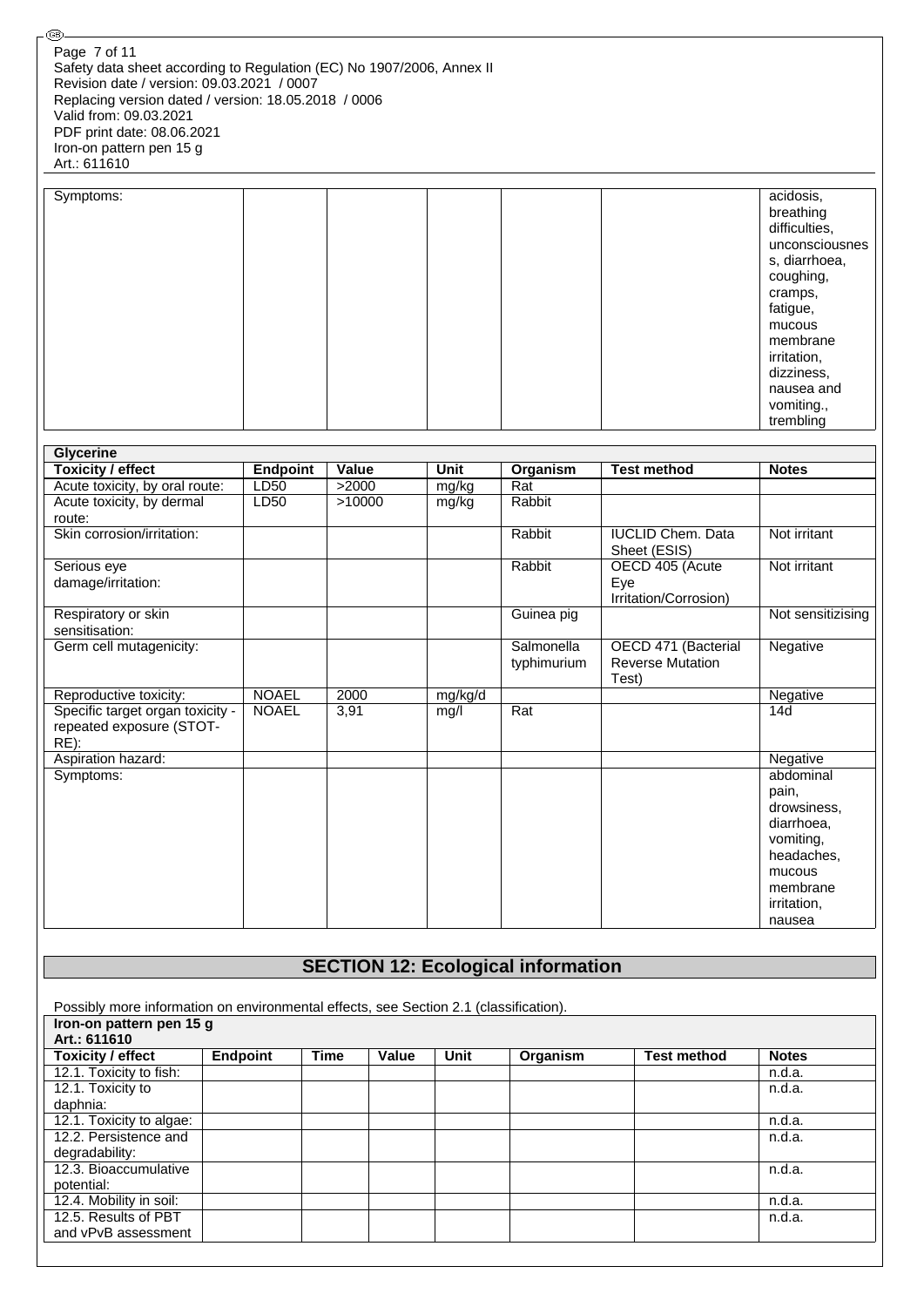| Symptoms: | | | | | | acidosis, breathing difficulties, unconsciousness, diarrhoea, coughing, cramps, fatigue, mucous membrane irritation, dizziness, nausea and vomiting., trembling |
|---|---|---|---|---|---|---|

| Glycerine | | | | | | |
|---|---|---|---|---|---|---|
| **Toxicity / effect** | **Endpoint** | **Value** | **Unit** | **Organism** | **Test method** | **Notes** |
| Acute toxicity, by oral route: | LD50 | >2000 | mg/kg | Rat | | |
| Acute toxicity, by dermal route: | LD50 | >10000 | mg/kg | Rabbit | | |
| Skin corrosion/irritation: | | | | Rabbit | IUCLID Chem. Data Sheet (ESIS) | Not irritant |
| Serious eye damage/irritation: | | | | Rabbit | OECD 405 (Acute Eye Irritation/Corrosion) | Not irritant |
| Respiratory or skin sensitisation: | | | | Guinea pig | | Not sensitizising |
| Germ cell mutagenicity: | | | | Salmonella typhimurium | OECD 471 (Bacterial Reverse Mutation Test) | Negative |
| Reproductive toxicity: | NOAEL | 2000 | mg/kg/d | | | Negative |
| Specific target organ toxicity - repeated exposure (STOT-RE): | NOAEL | 3,91 | mg/l | Rat | | 14d |
| Aspiration hazard: | | | | | | Negative |
| Symptoms: | | | | | | abdominal pain, drowsiness, diarrhoea, vomiting, headaches, mucous membrane irritation, nausea |

## SECTION 12: Ecological information

Possibly more information on environmental effects, see Section 2.1 (classification).

| Iron-on pattern pen 15 g Art.: 611610 | | | | | | | |
|---|---|---|---|---|---|---|---|
| **Toxicity / effect** | **Endpoint** | **Time** | **Value** | **Unit** | **Organism** | **Test method** | **Notes** |
| 12.1. Toxicity to fish: | | | | | | | n.d.a. |
| 12.1. Toxicity to daphnia: | | | | | | | n.d.a. |
| 12.1. Toxicity to algae: | | | | | | | n.d.a. |
| 12.2. Persistence and degradability: | | | | | | | n.d.a. |
| 12.3. Bioaccumulative potential: | | | | | | | n.d.a. |
| 12.4. Mobility in soil: | | | | | | | n.d.a. |
| 12.5. Results of PBT and vPvB assessment | | | | | | | n.d.a. |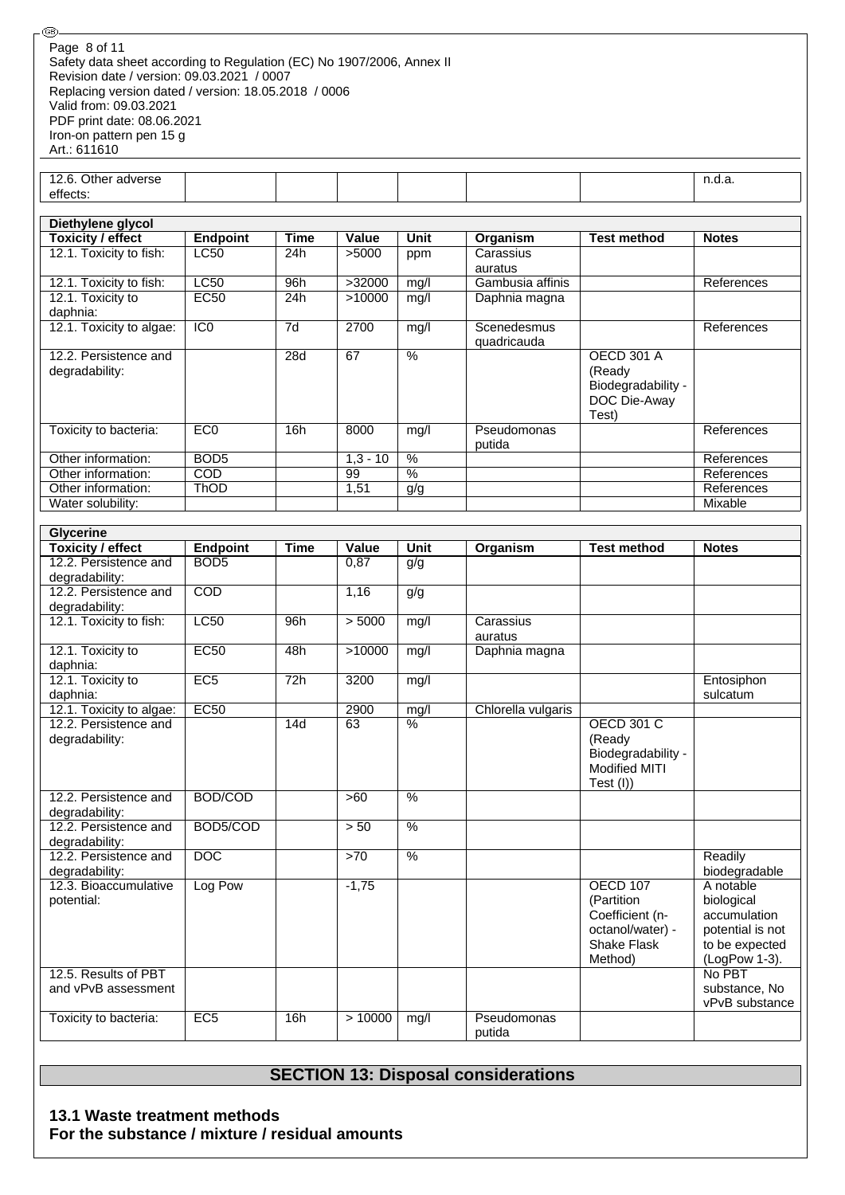| 12.6. Other adverse effects: | | | | | | | n.d.a. |
|---|---|---|---|---|---|---|---|

| Diethylene glycol | | | | | | | |
|---|---|---|---|---|---|---|---|
| **Toxicity / effect** | **Endpoint** | **Time** | **Value** | **Unit** | **Organism** | **Test method** | **Notes** |
| 12.1. Toxicity to fish: | LC50 | 24h | >5000 | ppm | Carassius auratus | | |
| 12.1. Toxicity to fish: | LC50 | 96h | >32000 | mg/l | Gambusia affinis | | References |
| 12.1. Toxicity to daphnia: | EC50 | 24h | >10000 | mg/l | Daphnia magna | | |
| 12.1. Toxicity to algae: | IC0 | 7d | 2700 | mg/l | Scenedesmus quadricauda | | References |
| 12.2. Persistence and degradability: | | 28d | 67 | % | | OECD 301 A (Ready Biodegradability - DOC Die-Away Test) | |
| Toxicity to bacteria: | EC0 | 16h | 8000 | mg/l | Pseudomonas putida | | References |
| Other information: | BOD5 | | 1,3 - 10 | % | | | References |
| Other information: | COD | | 99 | % | | | References |
| Other information: | ThOD | | 1,51 | g/g | | | References |
| Water solubility: | | | | | | | Mixable |

| Glycerine | | | | | | | |
|---|---|---|---|---|---|---|---|
| **Toxicity / effect** | **Endpoint** | **Time** | **Value** | **Unit** | **Organism** | **Test method** | **Notes** |
| 12.2. Persistence and degradability: | BOD5 | | 0,87 | g/g | | | |
| 12.2. Persistence and degradability: | COD | | 1,16 | g/g | | | |
| 12.1. Toxicity to fish: | LC50 | 96h | > 5000 | mg/l | Carassius auratus | | |
| 12.1. Toxicity to daphnia: | EC50 | 48h | >10000 | mg/l | Daphnia magna | | |
| 12.1. Toxicity to daphnia: | EC5 | 72h | 3200 | mg/l | | | Entosiphon sulcatum |
| 12.1. Toxicity to algae: | EC50 | | 2900 | mg/l | Chlorella vulgaris | | |
| 12.2. Persistence and degradability: | | 14d | 63 | % | | OECD 301 C (Ready Biodegradability - Modified MITI Test (I)) | |
| 12.2. Persistence and degradability: | BOD/COD | | >60 | % | | | |
| 12.2. Persistence and degradability: | BOD5/COD | | > 50 | % | | | |
| 12.2. Persistence and degradability: | DOC | | >70 | % | | | Readily biodegradable |
| 12.3. Bioaccumulative potential: | Log Pow | | -1,75 | | | OECD 107 (Partition Coefficient (n-octanol/water) - Shake Flask Method) | A notable biological accumulation potential is not to be expected (LogPow 1-3). |
| 12.5. Results of PBT and vPvB assessment | | | | | | | No PBT substance, No vPvB substance |
| Toxicity to bacteria: | EC5 | 16h | > 10000 | mg/l | Pseudomonas putida | | |

## SECTION 13: Disposal considerations

### 13.1 Waste treatment methods

**For the substance / mixture / residual amounts**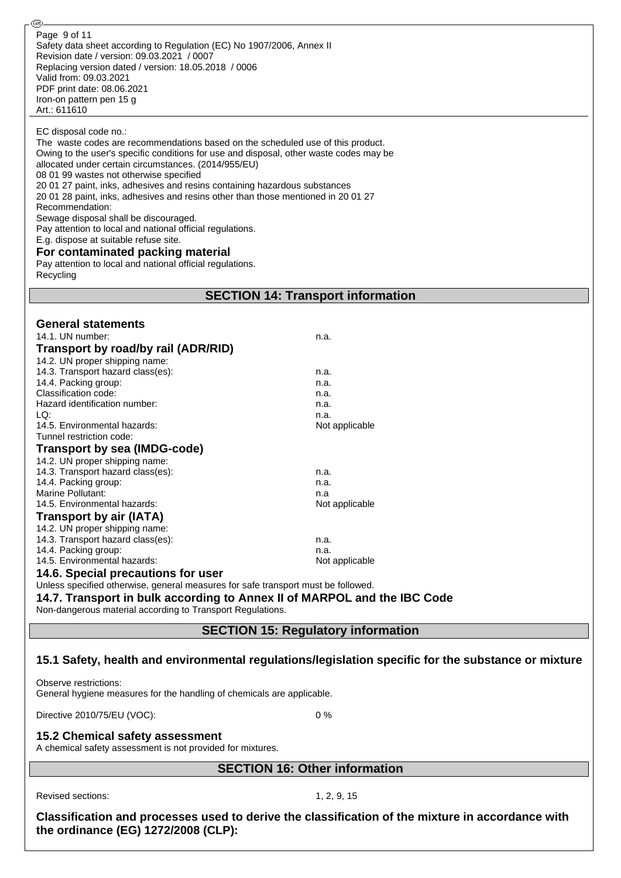EC disposal code no.:
The waste codes are recommendations based on the scheduled use of this product.
Owing to the user's specific conditions for use and disposal, other waste codes may be allocated under certain circumstances. (2014/955/EU)
08 01 99 wastes not otherwise specified
20 01 27 paint, inks, adhesives and resins containing hazardous substances
20 01 28 paint, inks, adhesives and resins other than those mentioned in 20 01 27
Recommendation:
Sewage disposal shall be discouraged.
Pay attention to local and national official regulations.
E.g. dispose at suitable refuse site.

### For contaminated packing material

Pay attention to local and national official regulations.
Recycling

## SECTION 14: Transport information

### General statements

| | |
|---|---|
| 14.1. UN number: | n.a. |

### Transport by road/by rail (ADR/RID)

| | |
|---|---|
| 14.2. UN proper shipping name: | |
| 14.3. Transport hazard class(es): | n.a. |
| 14.4. Packing group: | n.a. |
| Classification code: | n.a. |
| Hazard identification number: | n.a. |
| LQ: | n.a. |
| 14.5. Environmental hazards: | Not applicable |
| Tunnel restriction code: | |

### Transport by sea (IMDG-code)

| | |
|---|---|
| 14.2. UN proper shipping name: | |
| 14.3. Transport hazard class(es): | n.a. |
| 14.4. Packing group: | n.a. |
| Marine Pollutant: | n.a |
| 14.5. Environmental hazards: | Not applicable |

### Transport by air (IATA)

| | |
|---|---|
| 14.2. UN proper shipping name: | |
| 14.3. Transport hazard class(es): | n.a. |
| 14.4. Packing group: | n.a. |
| 14.5. Environmental hazards: | Not applicable |

### 14.6. Special precautions for user

Unless specified otherwise, general measures for safe transport must be followed.

### 14.7. Transport in bulk according to Annex II of MARPOL and the IBC Code

Non-dangerous material according to Transport Regulations.

## SECTION 15: Regulatory information

### 15.1 Safety, health and environmental regulations/legislation specific for the substance or mixture

Observe restrictions:
General hygiene measures for the handling of chemicals are applicable.

Directive 2010/75/EU (VOC): 0 %

### 15.2 Chemical safety assessment

A chemical safety assessment is not provided for mixtures.

## SECTION 16: Other information

Revised sections: 1, 2, 9, 15

### Classification and processes used to derive the classification of the mixture in accordance with the ordinance (EG) 1272/2008 (CLP):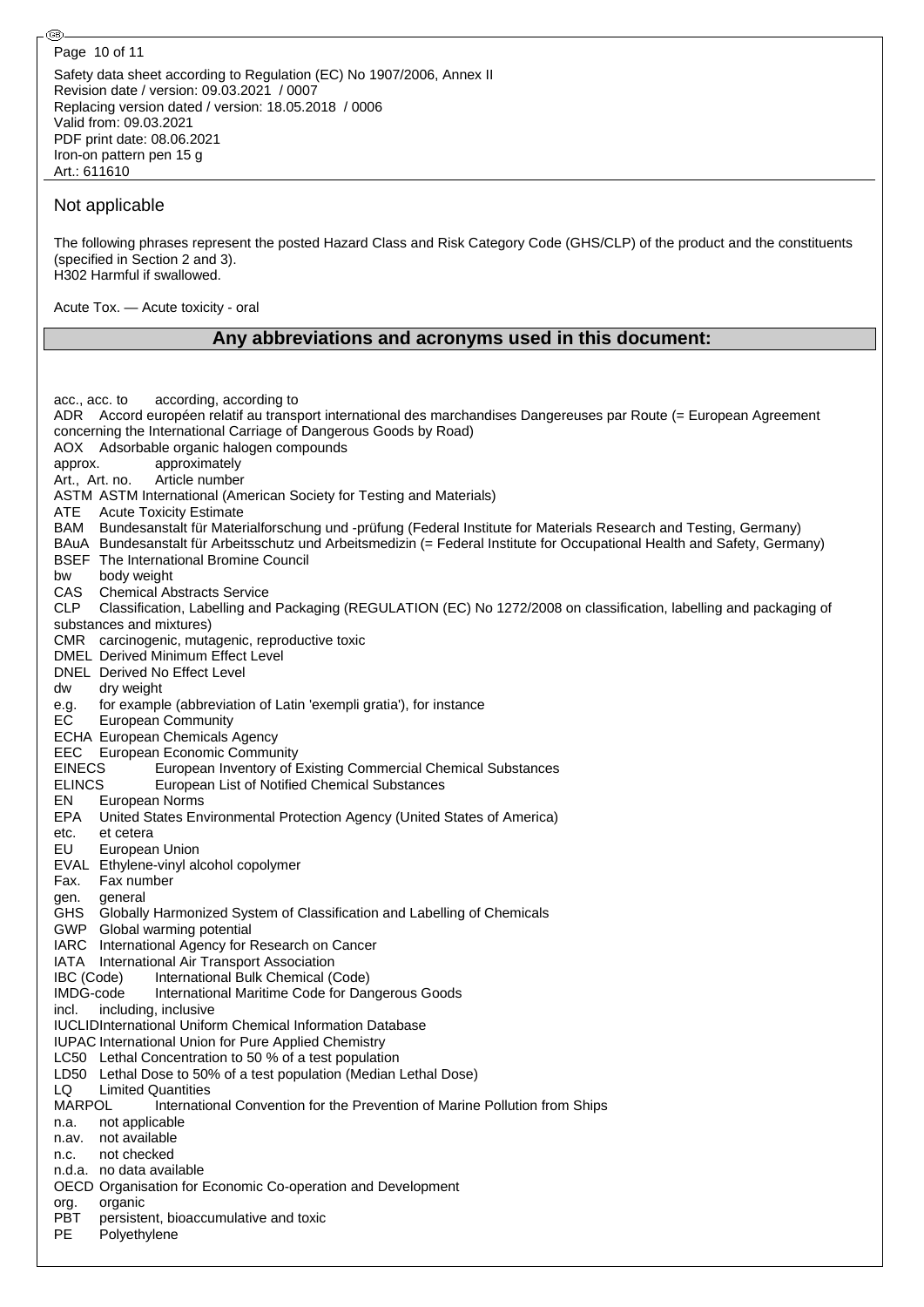Not applicable

The following phrases represent the posted Hazard Class and Risk Category Code (GHS/CLP) of the product and the constituents (specified in Section 2 and 3).
H302 Harmful if swallowed.

Acute Tox. — Acute toxicity - oral

## Any abbreviations and acronyms used in this document:

acc., acc. to according, according to
ADR Accord européen relatif au transport international des marchandises Dangereuses par Route (= European Agreement concerning the International Carriage of Dangerous Goods by Road)
AOX Adsorbable organic halogen compounds
approx. approximately
Art., Art. no. Article number
ASTM ASTM International (American Society for Testing and Materials)
ATE Acute Toxicity Estimate
BAM Bundesanstalt für Materialforschung und -prüfung (Federal Institute for Materials Research and Testing, Germany)
BAuA Bundesanstalt für Arbeitsschutz und Arbeitsmedizin (= Federal Institute for Occupational Health and Safety, Germany)
BSEF The International Bromine Council
bw body weight
CAS Chemical Abstracts Service
CLP Classification, Labelling and Packaging (REGULATION (EC) No 1272/2008 on classification, labelling and packaging of substances and mixtures)
CMR carcinogenic, mutagenic, reproductive toxic
DMEL Derived Minimum Effect Level
DNEL Derived No Effect Level
dw dry weight
e.g. for example (abbreviation of Latin 'exempli gratia'), for instance
EC European Community
ECHA European Chemicals Agency
EEC European Economic Community
EINECS European Inventory of Existing Commercial Chemical Substances
ELINCS European List of Notified Chemical Substances
EN European Norms
EPA United States Environmental Protection Agency (United States of America)
etc. et cetera
EU European Union
EVAL Ethylene-vinyl alcohol copolymer
Fax. Fax number
gen. general
GHS Globally Harmonized System of Classification and Labelling of Chemicals
GWP Global warming potential
IARC International Agency for Research on Cancer
IATA International Air Transport Association
IBC (Code) International Bulk Chemical (Code)
IMDG-code International Maritime Code for Dangerous Goods
incl. including, inclusive
IUCLID International Uniform Chemical Information Database
IUPAC International Union for Pure Applied Chemistry
LC50 Lethal Concentration to 50 % of a test population
LD50 Lethal Dose to 50% of a test population (Median Lethal Dose)
LQ Limited Quantities
MARPOL International Convention for the Prevention of Marine Pollution from Ships
n.a. not applicable
n.av. not available
n.c. not checked
n.d.a. no data available
OECD Organisation for Economic Co-operation and Development
org. organic
PBT persistent, bioaccumulative and toxic
PE Polyethylene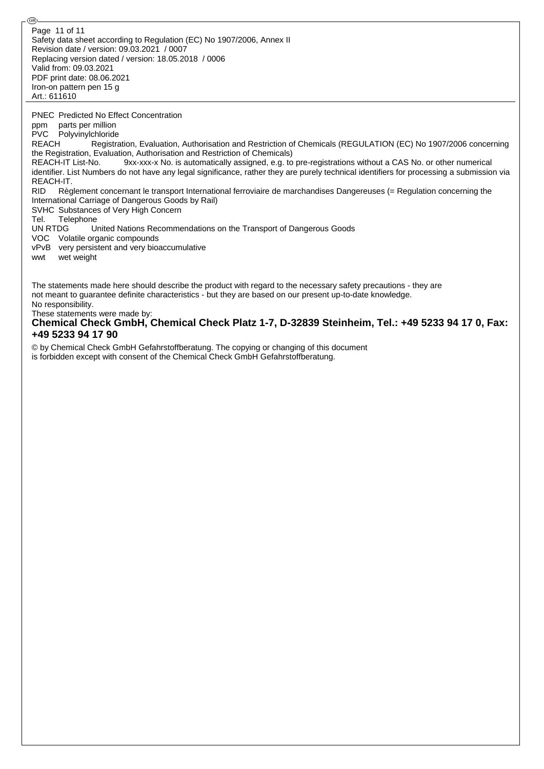PNEC Predicted No Effect Concentration
ppm parts per million
PVC Polyvinylchloride
REACH Registration, Evaluation, Authorisation and Restriction of Chemicals (REGULATION (EC) No 1907/2006 concerning the Registration, Evaluation, Authorisation and Restriction of Chemicals)
REACH-IT List-No. 9xx-xxx-x No. is automatically assigned, e.g. to pre-registrations without a CAS No. or other numerical identifier. List Numbers do not have any legal significance, rather they are purely technical identifiers for processing a submission via REACH-IT.
RID Règlement concernant le transport International ferroviaire de marchandises Dangereuses (= Regulation concerning the International Carriage of Dangerous Goods by Rail)
SVHC Substances of Very High Concern
Tel. Telephone
UN RTDG United Nations Recommendations on the Transport of Dangerous Goods
VOC Volatile organic compounds
vPvB very persistent and very bioaccumulative
wwt wet weight

The statements made here should describe the product with regard to the necessary safety precautions - they are not meant to guarantee definite characteristics - but they are based on our present up-to-date knowledge.
No responsibility.
These statements were made by:

**Chemical Check GmbH, Chemical Check Platz 1-7, D-32839 Steinheim, Tel.: +49 5233 94 17 0, Fax: +49 5233 94 17 90**

© by Chemical Check GmbH Gefahrstoffberatung. The copying or changing of this document is forbidden except with consent of the Chemical Check GmbH Gefahrstoffberatung.